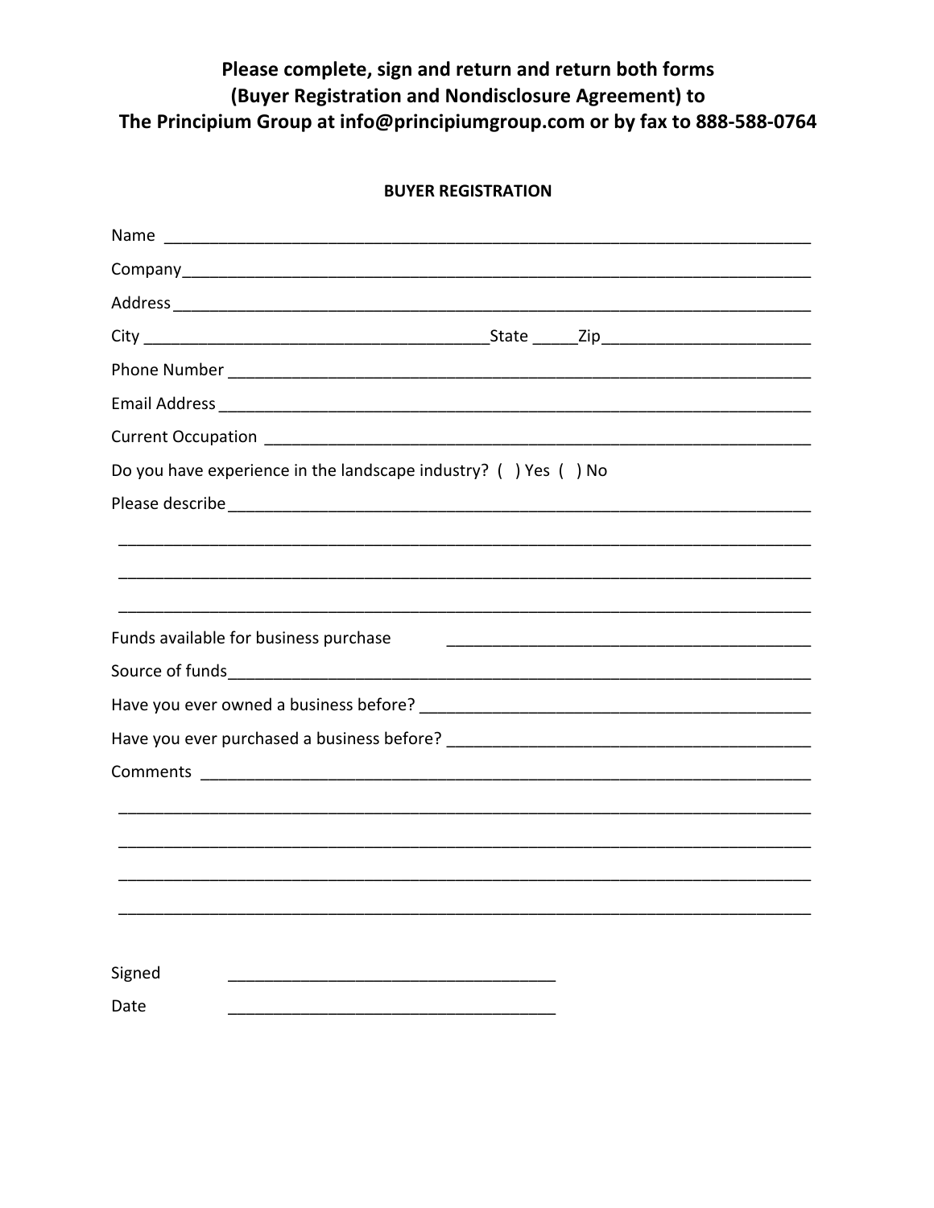**Please complete, sign and return and return both forms (Buyer Registration and Nondisclosure Agreement) to The Principium Group at info@principiumgroup.com or by fax to 888-588-0764**

**BUYER REGISTRATION**

Name ___________________________________________________________________________

Company_________________________________________________________________________

Address _________________________________________________________________________

City _____________________________________State _____Zip______________________

Phone Number ____________________________________________________________________

Email Address ____________________________________________________________________

Current Occupation _______________________________________________________________

Do you have experience in the landscape industry? ( ) Yes ( ) No

Please describe___________________________________________________________________

_______________________________________________________________________________

_______________________________________________________________________________

_______________________________________________________________________________

Funds available for business purchase ________________________________________

Source of funds__________________________________________________________________

Have you ever owned a business before? _____________________________________________

Have you ever purchased a business before? __________________________________________

Comments ________________________________________________________________________

_______________________________________________________________________________

_______________________________________________________________________________

_______________________________________________________________________________

_______________________________________________________________________________

Signed ___________________________________

Date ___________________________________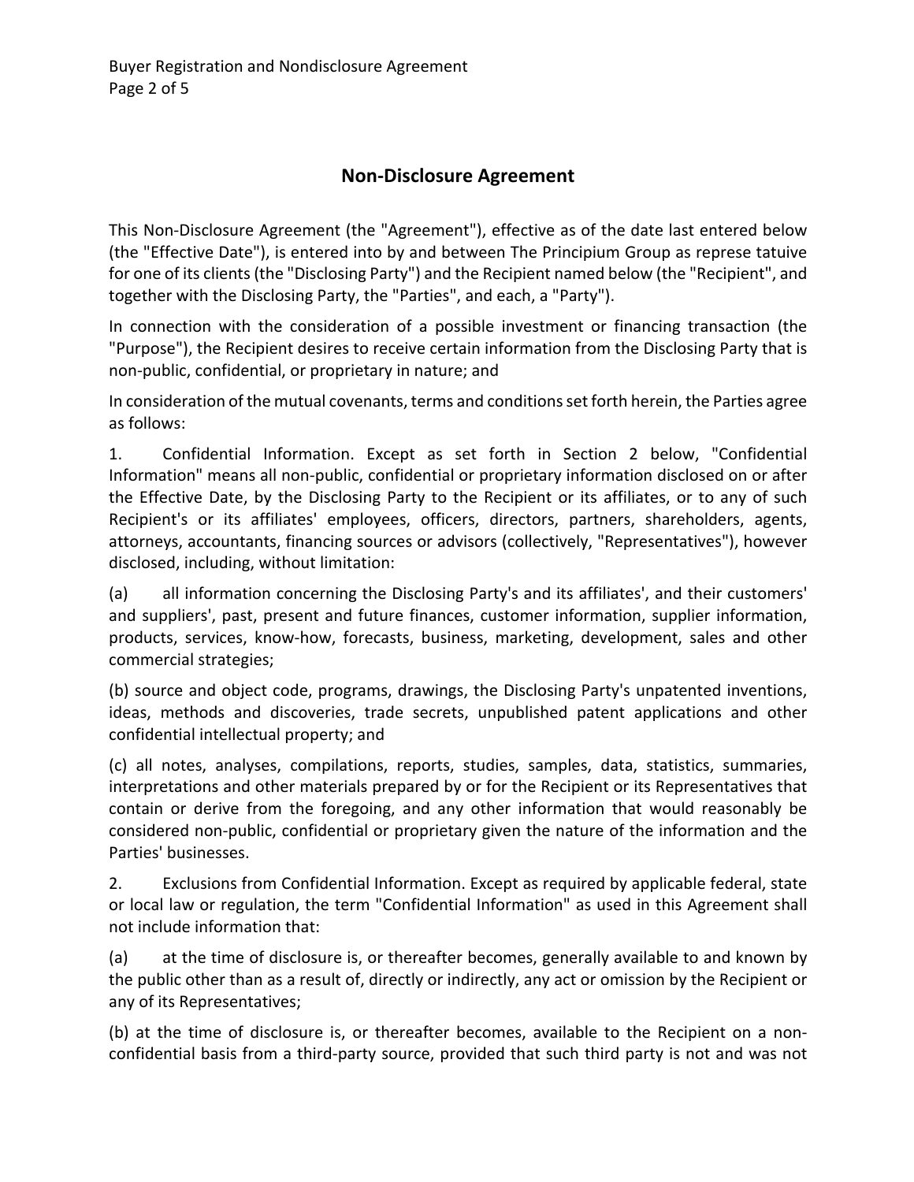## Non-Disclosure Agreement

This Non-Disclosure Agreement (the "Agreement"), effective as of the date last entered below (the "Effective Date"), is entered into by and between The Principium Group as represe tatuive for one of its clients (the "Disclosing Party") and the Recipient named below (the "Recipient", and together with the Disclosing Party, the "Parties", and each, a "Party").

In connection with the consideration of a possible investment or financing transaction (the "Purpose"), the Recipient desires to receive certain information from the Disclosing Party that is non-public, confidential, or proprietary in nature; and

In consideration of the mutual covenants, terms and conditions set forth herein, the Parties agree as follows:

1. Confidential Information. Except as set forth in Section 2 below, "Confidential Information" means all non-public, confidential or proprietary information disclosed on or after the Effective Date, by the Disclosing Party to the Recipient or its affiliates, or to any of such Recipient's or its affiliates' employees, officers, directors, partners, shareholders, agents, attorneys, accountants, financing sources or advisors (collectively, "Representatives"), however disclosed, including, without limitation:

(a) all information concerning the Disclosing Party's and its affiliates', and their customers' and suppliers', past, present and future finances, customer information, supplier information, products, services, know-how, forecasts, business, marketing, development, sales and other commercial strategies;

(b) source and object code, programs, drawings, the Disclosing Party's unpatented inventions, ideas, methods and discoveries, trade secrets, unpublished patent applications and other confidential intellectual property; and

(c) all notes, analyses, compilations, reports, studies, samples, data, statistics, summaries, interpretations and other materials prepared by or for the Recipient or its Representatives that contain or derive from the foregoing, and any other information that would reasonably be considered non-public, confidential or proprietary given the nature of the information and the Parties' businesses.

2. Exclusions from Confidential Information. Except as required by applicable federal, state or local law or regulation, the term "Confidential Information" as used in this Agreement shall not include information that:

(a) at the time of disclosure is, or thereafter becomes, generally available to and known by the public other than as a result of, directly or indirectly, any act or omission by the Recipient or any of its Representatives;

(b) at the time of disclosure is, or thereafter becomes, available to the Recipient on a non-confidential basis from a third-party source, provided that such third party is not and was not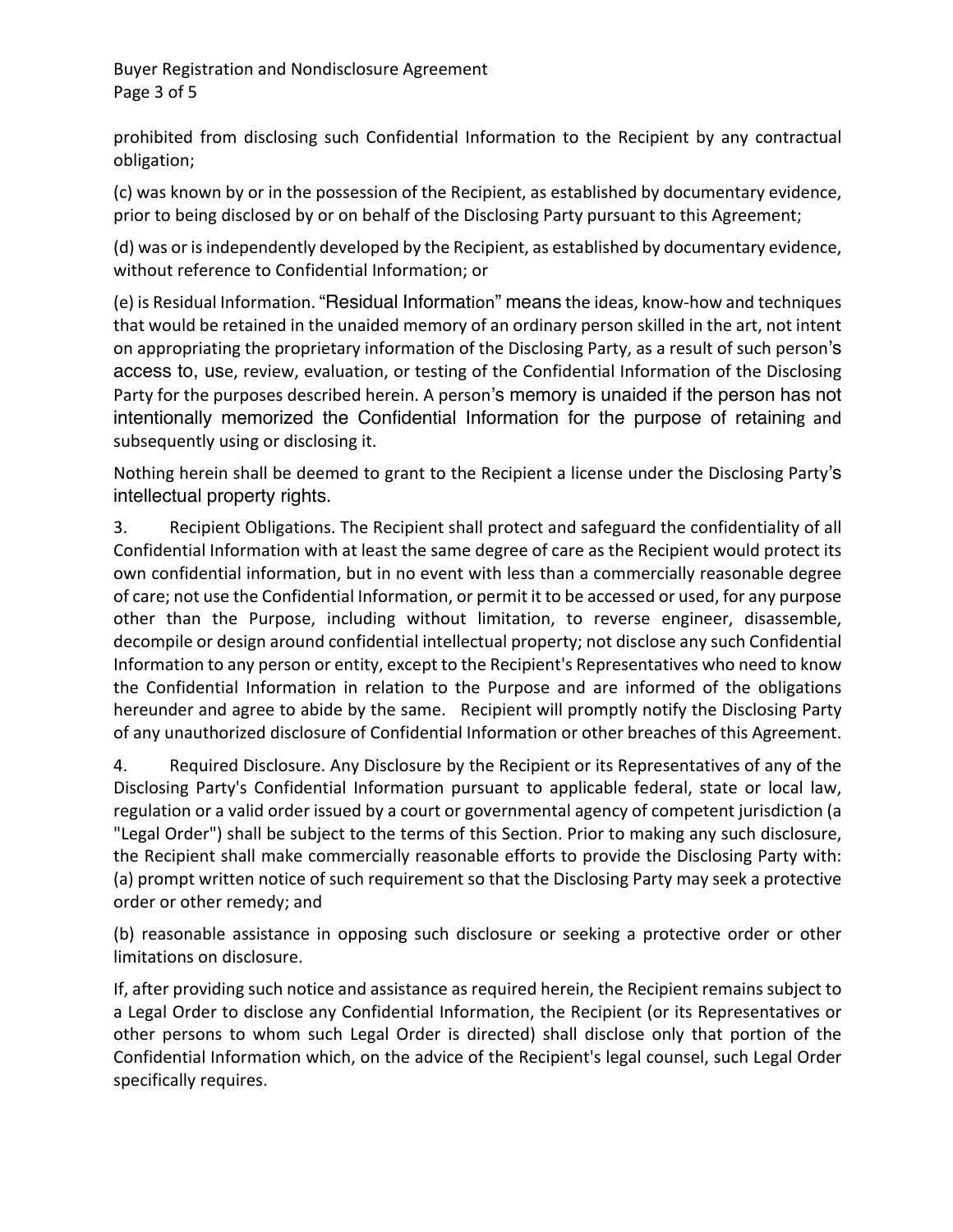prohibited from disclosing such Confidential Information to the Recipient by any contractual obligation;

(c) was known by or in the possession of the Recipient, as established by documentary evidence, prior to being disclosed by or on behalf of the Disclosing Party pursuant to this Agreement;

(d) was or is independently developed by the Recipient, as established by documentary evidence, without reference to Confidential Information; or

(e) is Residual Information. "Residual Information" means the ideas, know-how and techniques that would be retained in the unaided memory of an ordinary person skilled in the art, not intent on appropriating the proprietary information of the Disclosing Party, as a result of such person's access to, use, review, evaluation, or testing of the Confidential Information of the Disclosing Party for the purposes described herein. A person's memory is unaided if the person has not intentionally memorized the Confidential Information for the purpose of retaining and subsequently using or disclosing it.

Nothing herein shall be deemed to grant to the Recipient a license under the Disclosing Party's intellectual property rights.

3. Recipient Obligations. The Recipient shall protect and safeguard the confidentiality of all Confidential Information with at least the same degree of care as the Recipient would protect its own confidential information, but in no event with less than a commercially reasonable degree of care; not use the Confidential Information, or permit it to be accessed or used, for any purpose other than the Purpose, including without limitation, to reverse engineer, disassemble, decompile or design around confidential intellectual property; not disclose any such Confidential Information to any person or entity, except to the Recipient's Representatives who need to know the Confidential Information in relation to the Purpose and are informed of the obligations hereunder and agree to abide by the same. Recipient will promptly notify the Disclosing Party of any unauthorized disclosure of Confidential Information or other breaches of this Agreement.

4. Required Disclosure. Any Disclosure by the Recipient or its Representatives of any of the Disclosing Party's Confidential Information pursuant to applicable federal, state or local law, regulation or a valid order issued by a court or governmental agency of competent jurisdiction (a "Legal Order") shall be subject to the terms of this Section. Prior to making any such disclosure, the Recipient shall make commercially reasonable efforts to provide the Disclosing Party with: (a) prompt written notice of such requirement so that the Disclosing Party may seek a protective order or other remedy; and

(b) reasonable assistance in opposing such disclosure or seeking a protective order or other limitations on disclosure.

If, after providing such notice and assistance as required herein, the Recipient remains subject to a Legal Order to disclose any Confidential Information, the Recipient (or its Representatives or other persons to whom such Legal Order is directed) shall disclose only that portion of the Confidential Information which, on the advice of the Recipient's legal counsel, such Legal Order specifically requires.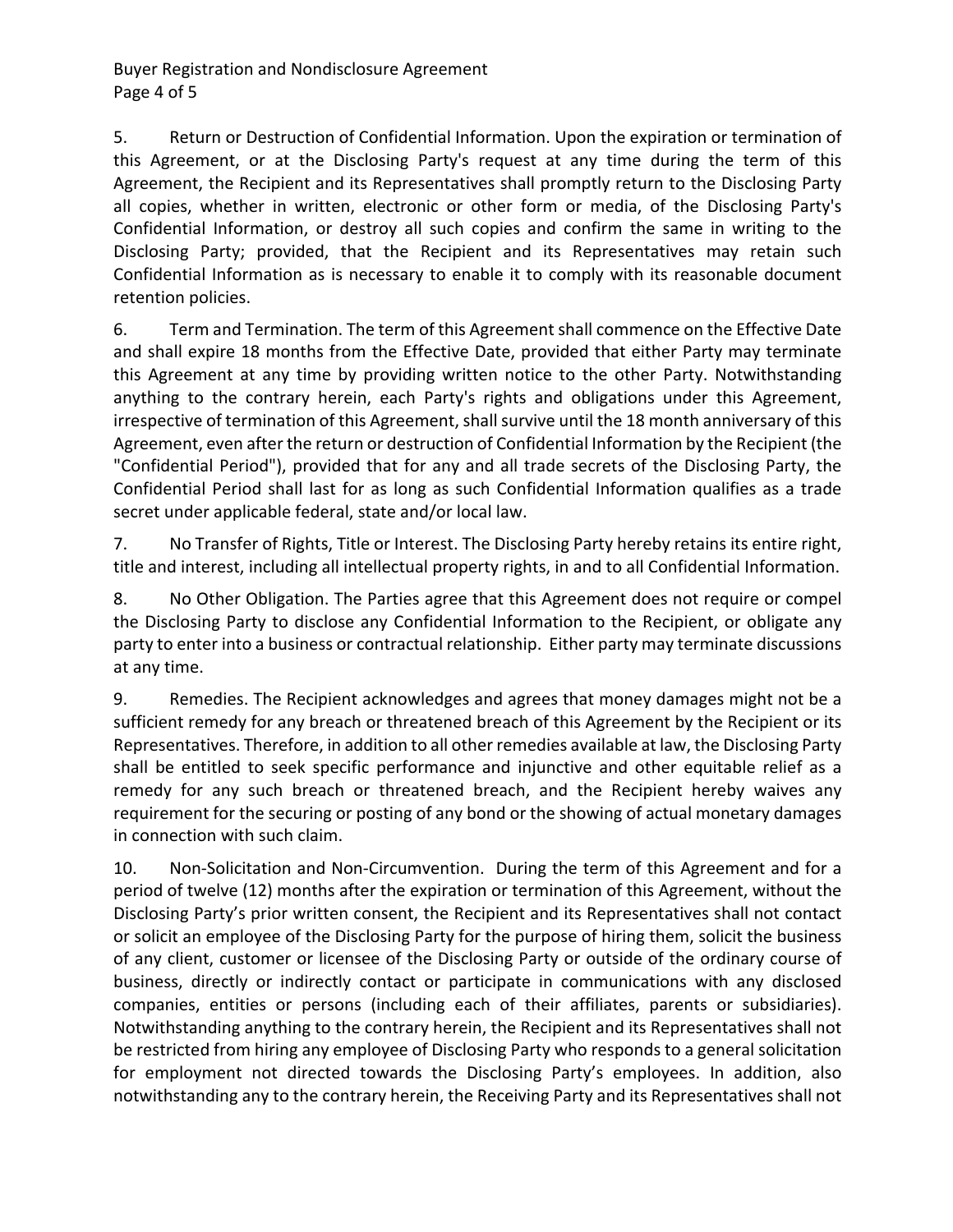5. Return or Destruction of Confidential Information. Upon the expiration or termination of this Agreement, or at the Disclosing Party's request at any time during the term of this Agreement, the Recipient and its Representatives shall promptly return to the Disclosing Party all copies, whether in written, electronic or other form or media, of the Disclosing Party's Confidential Information, or destroy all such copies and confirm the same in writing to the Disclosing Party; provided, that the Recipient and its Representatives may retain such Confidential Information as is necessary to enable it to comply with its reasonable document retention policies.

6. Term and Termination. The term of this Agreement shall commence on the Effective Date and shall expire 18 months from the Effective Date, provided that either Party may terminate this Agreement at any time by providing written notice to the other Party. Notwithstanding anything to the contrary herein, each Party's rights and obligations under this Agreement, irrespective of termination of this Agreement, shall survive until the 18 month anniversary of this Agreement, even after the return or destruction of Confidential Information by the Recipient (the "Confidential Period"), provided that for any and all trade secrets of the Disclosing Party, the Confidential Period shall last for as long as such Confidential Information qualifies as a trade secret under applicable federal, state and/or local law.

7. No Transfer of Rights, Title or Interest. The Disclosing Party hereby retains its entire right, title and interest, including all intellectual property rights, in and to all Confidential Information.

8. No Other Obligation. The Parties agree that this Agreement does not require or compel the Disclosing Party to disclose any Confidential Information to the Recipient, or obligate any party to enter into a business or contractual relationship. Either party may terminate discussions at any time.

9. Remedies. The Recipient acknowledges and agrees that money damages might not be a sufficient remedy for any breach or threatened breach of this Agreement by the Recipient or its Representatives. Therefore, in addition to all other remedies available at law, the Disclosing Party shall be entitled to seek specific performance and injunctive and other equitable relief as a remedy for any such breach or threatened breach, and the Recipient hereby waives any requirement for the securing or posting of any bond or the showing of actual monetary damages in connection with such claim.

10. Non-Solicitation and Non-Circumvention. During the term of this Agreement and for a period of twelve (12) months after the expiration or termination of this Agreement, without the Disclosing Party's prior written consent, the Recipient and its Representatives shall not contact or solicit an employee of the Disclosing Party for the purpose of hiring them, solicit the business of any client, customer or licensee of the Disclosing Party or outside of the ordinary course of business, directly or indirectly contact or participate in communications with any disclosed companies, entities or persons (including each of their affiliates, parents or subsidiaries). Notwithstanding anything to the contrary herein, the Recipient and its Representatives shall not be restricted from hiring any employee of Disclosing Party who responds to a general solicitation for employment not directed towards the Disclosing Party's employees. In addition, also notwithstanding any to the contrary herein, the Receiving Party and its Representatives shall not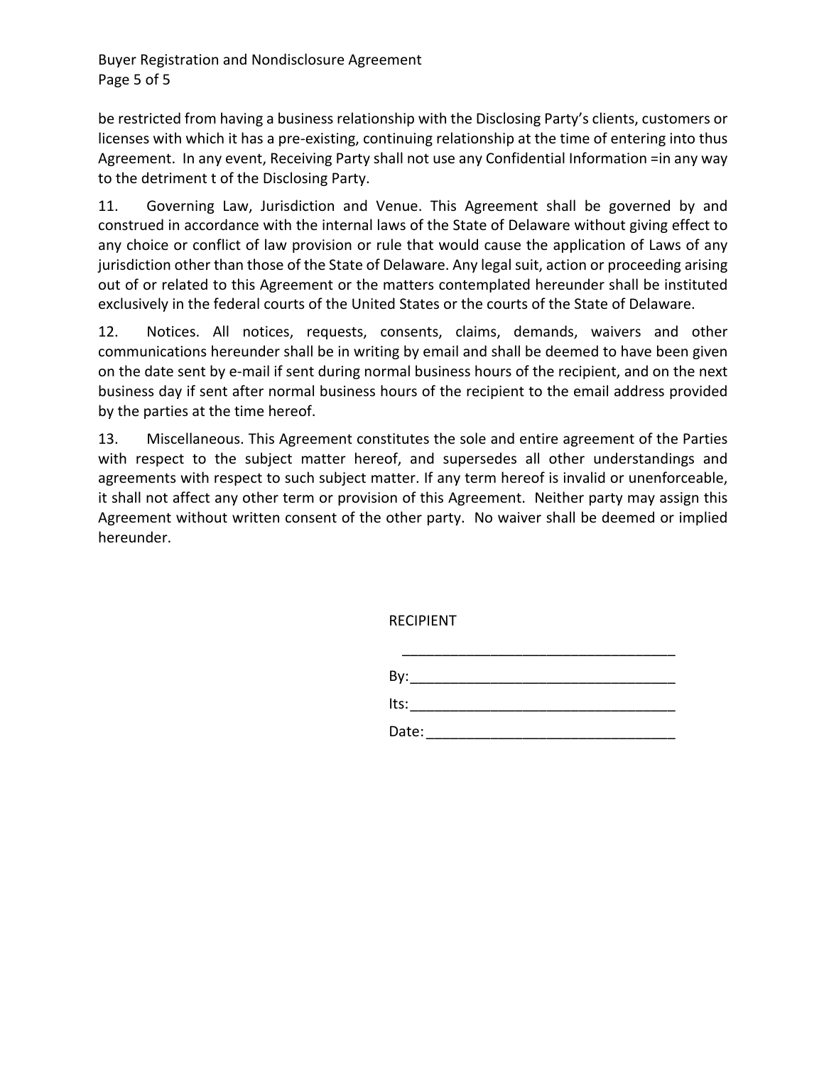be restricted from having a business relationship with the Disclosing Party's clients, customers or licenses with which it has a pre-existing, continuing relationship at the time of entering into thus Agreement. In any event, Receiving Party shall not use any Confidential Information =in any way to the detriment t of the Disclosing Party.

11. Governing Law, Jurisdiction and Venue. This Agreement shall be governed by and construed in accordance with the internal laws of the State of Delaware without giving effect to any choice or conflict of law provision or rule that would cause the application of Laws of any jurisdiction other than those of the State of Delaware. Any legal suit, action or proceeding arising out of or related to this Agreement or the matters contemplated hereunder shall be instituted exclusively in the federal courts of the United States or the courts of the State of Delaware.

12. Notices. All notices, requests, consents, claims, demands, waivers and other communications hereunder shall be in writing by email and shall be deemed to have been given on the date sent by e-mail if sent during normal business hours of the recipient, and on the next business day if sent after normal business hours of the recipient to the email address provided by the parties at the time hereof.

13. Miscellaneous. This Agreement constitutes the sole and entire agreement of the Parties with respect to the subject matter hereof, and supersedes all other understandings and agreements with respect to such subject matter. If any term hereof is invalid or unenforceable, it shall not affect any other term or provision of this Agreement. Neither party may assign this Agreement without written consent of the other party. No waiver shall be deemed or implied hereunder.

RECIPIENT

\_\_\_\_\_\_\_\_\_\_\_\_\_\_\_\_\_\_\_\_\_\_\_\_\_\_\_\_\_\_\_\_\_\_

By:\_\_\_\_\_\_\_\_\_\_\_\_\_\_\_\_\_\_\_\_\_\_\_\_\_\_\_\_\_\_\_\_

Its:\_\_\_\_\_\_\_\_\_\_\_\_\_\_\_\_\_\_\_\_\_\_\_\_\_\_\_\_\_\_\_\_

Date:\_\_\_\_\_\_\_\_\_\_\_\_\_\_\_\_\_\_\_\_\_\_\_\_\_\_\_\_\_\_